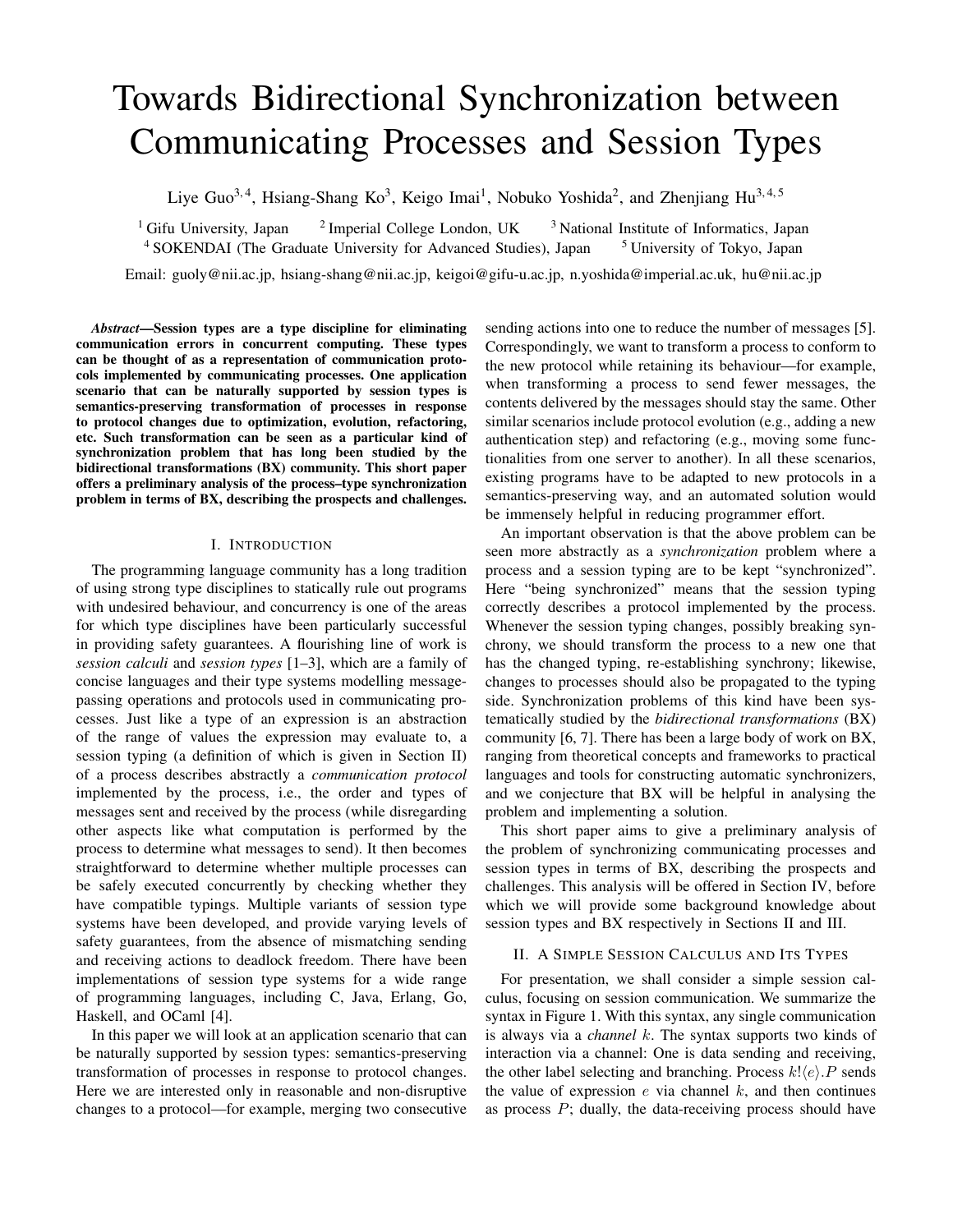# Towards Bidirectional Synchronization between Communicating Processes and Session Types

Liye Guo[3,4], Hsiang-Shang Ko[3], Keigo Imai[1], Nobuko Yoshida[2], and Zhenjiang Hu[3,4,5]

[1] Gifu University, Japan [2] Imperial College London, UK [3] National Institute of Informatics, Japan
[4] SOKENDAI (The Graduate University for Advanced Studies), Japan [5] University of Tokyo, Japan

Email: guoly@nii.ac.jp, hsiang-shang@nii.ac.jp, keigoi@gifu-u.ac.jp, n.yoshida@imperial.ac.uk, hu@nii.ac.jp

***Abstract*—Session types are a type discipline for eliminating communication errors in concurrent computing. These types can be thought of as a representation of communication protocols implemented by communicating processes. One application scenario that can be naturally supported by session types is semantics-preserving transformation of processes in response to protocol changes due to optimization, evolution, refactoring, etc. Such transformation can be seen as a particular kind of synchronization problem that has long been studied by the bidirectional transformations (BX) community. This short paper offers a preliminary analysis of the process–type synchronization problem in terms of BX, describing the prospects and challenges.**

## I. Introduction

The programming language community has a long tradition of using strong type disciplines to statically rule out programs with undesired behaviour, and concurrency is one of the areas for which type disciplines have been particularly successful in providing safety guarantees. A flourishing line of work is *session calculi* and *session types* [1–3], which are a family of concise languages and their type systems modelling message-passing operations and protocols used in communicating processes. Just like a type of an expression is an abstraction of the range of values the expression may evaluate to, a session typing (a definition of which is given in Section II) of a process describes abstractly a *communication protocol* implemented by the process, i.e., the order and types of messages sent and received by the process (while disregarding other aspects like what computation is performed by the process to determine what messages to send). It then becomes straightforward to determine whether multiple processes can be safely executed concurrently by checking whether they have compatible typings. Multiple variants of session type systems have been developed, and provide varying levels of safety guarantees, from the absence of mismatching sending and receiving actions to deadlock freedom. There have been implementations of session type systems for a wide range of programming languages, including C, Java, Erlang, Go, Haskell, and OCaml [4].

In this paper we will look at an application scenario that can be naturally supported by session types: semantics-preserving transformation of processes in response to protocol changes. Here we are interested only in reasonable and non-disruptive changes to a protocol—for example, merging two consecutive sending actions into one to reduce the number of messages [5]. Correspondingly, we want to transform a process to conform to the new protocol while retaining its behaviour—for example, when transforming a process to send fewer messages, the contents delivered by the messages should stay the same. Other similar scenarios include protocol evolution (e.g., adding a new authentication step) and refactoring (e.g., moving some functionalities from one server to another). In all these scenarios, existing programs have to be adapted to new protocols in a semantics-preserving way, and an automated solution would be immensely helpful in reducing programmer effort.

An important observation is that the above problem can be seen more abstractly as a *synchronization* problem where a process and a session typing are to be kept "synchronized". Here "being synchronized" means that the session typing correctly describes a protocol implemented by the process. Whenever the session typing changes, possibly breaking synchrony, we should transform the process to a new one that has the changed typing, re-establishing synchrony; likewise, changes to processes should also be propagated to the typing side. Synchronization problems of this kind have been systematically studied by the *bidirectional transformations* (BX) community [6, 7]. There has been a large body of work on BX, ranging from theoretical concepts and frameworks to practical languages and tools for constructing automatic synchronizers, and we conjecture that BX will be helpful in analysing the problem and implementing a solution.

This short paper aims to give a preliminary analysis of the problem of synchronizing communicating processes and session types in terms of BX, describing the prospects and challenges. This analysis will be offered in Section IV, before which we will provide some background knowledge about session types and BX respectively in Sections II and III.

## II. A Simple Session Calculus and Its Types

For presentation, we shall consider a simple session calculus, focusing on session communication. We summarize the syntax in Figure 1. With this syntax, any single communication is always via a *channel* $k$. The syntax supports two kinds of interaction via a channel: One is data sending and receiving, the other label selecting and branching. Process $k!\langle e\rangle.P$ sends the value of expression $e$ via channel $k$, and then continues as process $P$; dually, the data-receiving process should have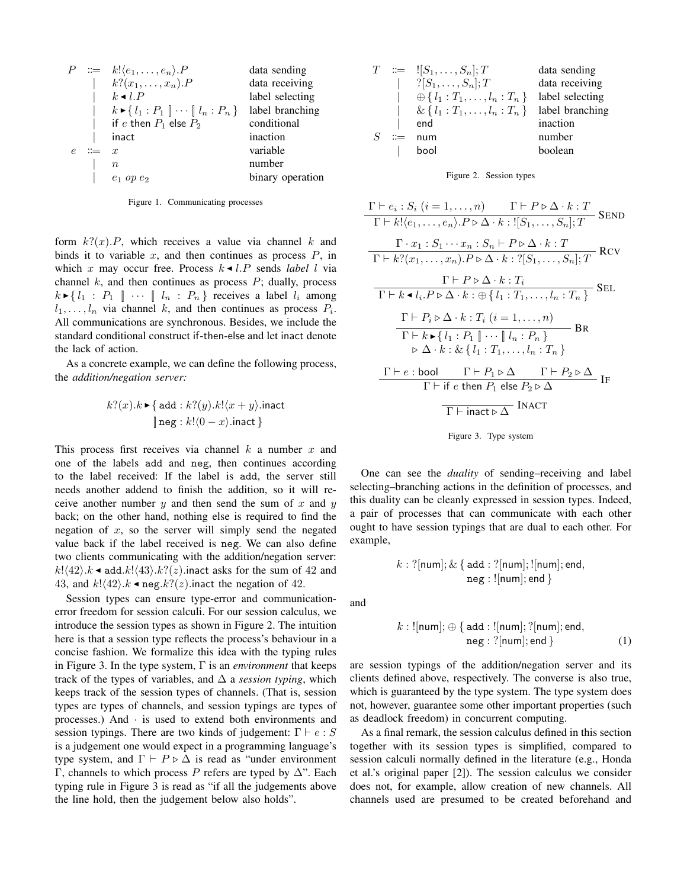$$
\begin{array}{llll}
P & ::= & k!\langle e_1, \ldots, e_n\rangle.P & \text{data sending} \\
 & | & k?(x_1, \ldots, x_n).P & \text{data receiving} \\
 & | & k \blacktriangleleft l.P & \text{label selecting} \\
 & | & k \blacktriangleright \{\, l_1 : P_1 \,[\!]\, \cdots \,[\!]\, l_n : P_n \,\} & \text{label branching} \\
 & | & \mathsf{if}\ e\ \mathsf{then}\ P_1\ \mathsf{else}\ P_2 & \text{conditional} \\
 & | & \mathsf{inact} & \text{inaction} \\
e & ::= & x & \text{variable} \\
 & | & n & \text{number} \\
 & | & e_1\ op\ e_2 & \text{binary operation}
\end{array}
$$

Figure 1. Communicating processes

form $k?(x).P$, which receives a value via channel $k$ and binds it to variable $x$, and then continues as process $P$, in which $x$ may occur free. Process $k \blacktriangleleft l.P$ sends *label* $l$ via channel $k$, and then continues as process $P$; dually, process $k \blacktriangleright \{\, l_1 : P_1 \,[\!]\, \cdots \,[\!]\, l_n : P_n \,\}$ receives a label $l_i$ among $l_1, \ldots, l_n$ via channel $k$, and then continues as process $P_i$. All communications are synchronous. Besides, we include the standard conditional construct if-then-else and let inact denote the lack of action.

As a concrete example, we can define the following process, the *addition/negation server:*

$$
k?(x).k \blacktriangleright \{\, \mathtt{add} : k?(y).k!\langle x + y\rangle.\mathsf{inact} \;[\!]\; \mathtt{neg} : k!\langle 0 - x\rangle.\mathsf{inact} \,\}
$$

This process first receives via channel $k$ a number $x$ and one of the labels add and neg, then continues according to the label received: If the label is add, the server still needs another addend to finish the addition, so it will receive another number $y$ and then send the sum of $x$ and $y$ back; on the other hand, nothing else is required to find the negation of $x$, so the server will simply send the negated value back if the label received is neg. We can also define two clients communicating with the addition/negation server: $k!\langle 42\rangle.k \blacktriangleleft \mathtt{add}.k!\langle 43\rangle.k?(z).\mathsf{inact}$ asks for the sum of 42 and 43, and $k!\langle 42\rangle.k \blacktriangleleft \mathtt{neg}.k?(z).\mathsf{inact}$ the negation of 42.

Session types can ensure type-error and communication-error freedom for session calculi. For our session calculus, we introduce the session types as shown in Figure 2. The intuition here is that a session type reflects the process's behaviour in a concise fashion. We formalize this idea with the typing rules in Figure 3. In the type system, $\Gamma$ is an *environment* that keeps track of the types of variables, and $\Delta$ a *session typing*, which keeps track of the session types of channels. (That is, session types are types of channels, and session typings are types of processes.) And $\cdot$ is used to extend both environments and session typings. There are two kinds of judgement: $\Gamma \vdash e : S$ is a judgement one would expect in a programming language's type system, and $\Gamma \vdash P \triangleright \Delta$ is read as "under environment $\Gamma$, channels to which process $P$ refers are typed by $\Delta$". Each typing rule in Figure 3 is read as "if all the judgements above the line hold, then the judgement below also holds".

$$
\begin{array}{llll}
T & ::= & ![S_1, \ldots, S_n]; T & \text{data sending} \\
 & | & ?[S_1, \ldots, S_n]; T & \text{data receiving} \\
 & | & \oplus\{\, l_1 : T_1, \ldots, l_n : T_n \,\} & \text{label selecting} \\
 & | & \&\{\, l_1 : T_1, \ldots, l_n : T_n \,\} & \text{label branching} \\
 & | & \mathsf{end} & \text{inaction} \\
S & ::= & \mathsf{num} & \text{number} \\
 & | & \mathsf{bool} & \text{boolean}
\end{array}
$$

Figure 2. Session types

$$
\frac{\Gamma \vdash e_i : S_i\ (i = 1, \ldots, n) \qquad \Gamma \vdash P \triangleright \Delta \cdot k : T}{\Gamma \vdash k!\langle e_1, \ldots, e_n\rangle.P \triangleright \Delta \cdot k : ![S_1, \ldots, S_n]; T}\ \textsc{Send}
$$

$$
\frac{\Gamma \cdot x_1 : S_1 \cdots x_n : S_n \vdash P \triangleright \Delta \cdot k : T}{\Gamma \vdash k?(x_1, \ldots, x_n).P \triangleright \Delta \cdot k : ?[S_1, \ldots, S_n]; T}\ \textsc{Rcv}
$$

$$
\frac{\Gamma \vdash P \triangleright \Delta \cdot k : T_i}{\Gamma \vdash k \blacktriangleleft l_i.P \triangleright \Delta \cdot k : \oplus\{\, l_1 : T_1, \ldots, l_n : T_n \,\}}\ \textsc{Sel}
$$

$$
\frac{\Gamma \vdash P_i \triangleright \Delta \cdot k : T_i\ (i = 1, \ldots, n)}{\Gamma \vdash k \blacktriangleright \{\, l_1 : P_1 \,[\!]\, \cdots \,[\!]\, l_n : P_n \,\} \triangleright \Delta \cdot k : \&\{\, l_1 : T_1, \ldots, l_n : T_n \,\}}\ \textsc{Br}
$$

$$
\frac{\Gamma \vdash e : \mathsf{bool} \qquad \Gamma \vdash P_1 \triangleright \Delta \qquad \Gamma \vdash P_2 \triangleright \Delta}{\Gamma \vdash \mathsf{if}\ e\ \mathsf{then}\ P_1\ \mathsf{else}\ P_2 \triangleright \Delta}\ \textsc{If}
$$

$$
\frac{}{\Gamma \vdash \mathsf{inact} \triangleright \Delta}\ \textsc{Inact}
$$

Figure 3. Type system

One can see the *duality* of sending–receiving and label selecting–branching actions in the definition of processes, and this duality can be cleanly expressed in session types. Indeed, a pair of processes that can communicate with each other ought to have session typings that are dual to each other. For example,

$$
k : ?[\mathsf{num}]; \&\{\, \mathtt{add} : ?[\mathsf{num}]; ![\mathsf{num}]; \mathsf{end},\ \mathtt{neg} : ![\mathsf{num}]; \mathsf{end} \,\}
$$

and

$$
k : ![\mathsf{num}]; \oplus\{\, \mathtt{add} : ![\mathsf{num}]; ?[\mathsf{num}]; \mathsf{end},\ \mathtt{neg} : ?[\mathsf{num}]; \mathsf{end} \,\} \tag{1}
$$

are session typings of the addition/negation server and its clients defined above, respectively. The converse is also true, which is guaranteed by the type system. The type system does not, however, guarantee some other important properties (such as deadlock freedom) in concurrent computing.

As a final remark, the session calculus defined in this section together with its session types is simplified, compared to session calculi normally defined in the literature (e.g., Honda et al.'s original paper [2]). The session calculus we consider does not, for example, allow creation of new channels. All channels used are presumed to be created beforehand and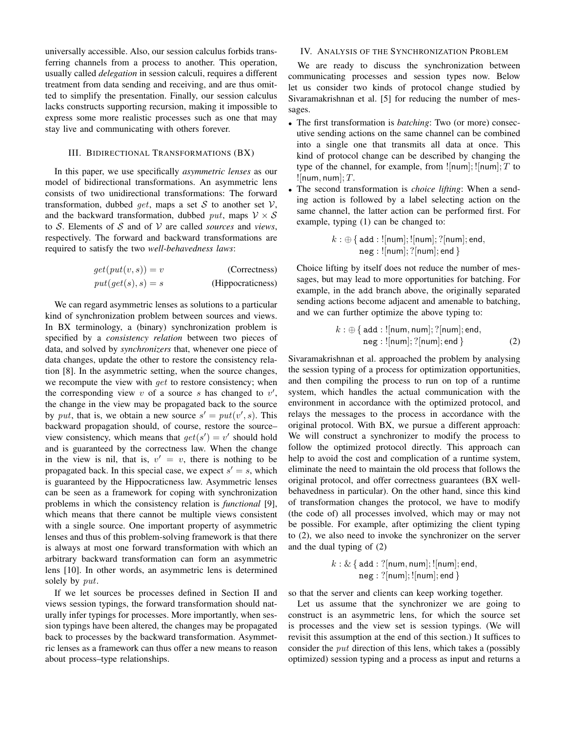universally accessible. Also, our session calculus forbids transferring channels from a process to another. This operation, usually called *delegation* in session calculi, requires a different treatment from data sending and receiving, and are thus omitted to simplify the presentation. Finally, our session calculus lacks constructs supporting recursion, making it impossible to express some more realistic processes such as one that may stay live and communicating with others forever.

## III. Bidirectional Transformations (BX)

In this paper, we use specifically *asymmetric lenses* as our model of bidirectional transformations. An asymmetric lens consists of two unidirectional transformations: The forward transformation, dubbed $get$, maps a set $\mathcal{S}$ to another set $\mathcal{V}$, and the backward transformation, dubbed $put$, maps $\mathcal{V} \times \mathcal{S}$ to $\mathcal{S}$. Elements of $\mathcal{S}$ and of $\mathcal{V}$ are called *sources* and *views*, respectively. The forward and backward transformations are required to satisfy the two *well-behavedness laws*:

$$get(put(v, s)) = v \qquad \text{(Correctness)}$$

$$put(get(s), s) = s \qquad \text{(Hippocraticness)}$$

We can regard asymmetric lenses as solutions to a particular kind of synchronization problem between sources and views. In BX terminology, a (binary) synchronization problem is specified by a *consistency relation* between two pieces of data, and solved by *synchronizers* that, whenever one piece of data changes, update the other to restore the consistency relation [8]. In the asymmetric setting, when the source changes, we recompute the view with $get$ to restore consistency; when the corresponding view $v$ of a source $s$ has changed to $v'$, the change in the view may be propagated back to the source by $put$, that is, we obtain a new source $s' = put(v', s)$. This backward propagation should, of course, restore the source–view consistency, which means that $get(s') = v'$ should hold and is guaranteed by the correctness law. When the change in the view is nil, that is, $v' = v$, there is nothing to be propagated back. In this special case, we expect $s' = s$, which is guaranteed by the Hippocraticness law. Asymmetric lenses can be seen as a framework for coping with synchronization problems in which the consistency relation is *functional* [9], which means that there cannot be multiple views consistent with a single source. One important property of asymmetric lenses and thus of this problem-solving framework is that there is always at most one forward transformation with which an arbitrary backward transformation can form an asymmetric lens [10]. In other words, an asymmetric lens is determined solely by $put$.

If we let sources be processes defined in Section II and views session typings, the forward transformation should naturally infer typings for processes. More importantly, when session typings have been altered, the changes may be propagated back to processes by the backward transformation. Asymmetric lenses as a framework can thus offer a new means to reason about process–type relationships.

## IV. Analysis of the Synchronization Problem

We are ready to discuss the synchronization between communicating processes and session types now. Below let us consider two kinds of protocol change studied by Sivaramakrishnan et al. [5] for reducing the number of messages.

- The first transformation is *batching*: Two (or more) consecutive sending actions on the same channel can be combined into a single one that transmits all data at once. This kind of protocol change can be described by changing the type of the channel, for example, from $![\mathsf{num}]; ![\mathsf{num}]; T$ to $![\mathsf{num}, \mathsf{num}]; T$.
- The second transformation is *choice lifting*: When a sending action is followed by a label selecting action on the same channel, the latter action can be performed first. For example, typing (1) can be changed to:

$$k : \oplus \{\, \mathtt{add} : ![\mathsf{num}]; ![\mathsf{num}]; ?[\mathsf{num}]; \mathsf{end}, \\ \mathtt{neg} : ![\mathsf{num}]; ?[\mathsf{num}]; \mathsf{end} \,\}$$

Choice lifting by itself does not reduce the number of messages, but may lead to more opportunities for batching. For example, in the add branch above, the originally separated sending actions become adjacent and amenable to batching, and we can further optimize the above typing to:

$$k : \oplus \{\, \mathtt{add} : ![\mathsf{num}, \mathsf{num}]; ?[\mathsf{num}]; \mathsf{end}, \\ \mathtt{neg} : ![\mathsf{num}]; ?[\mathsf{num}]; \mathsf{end} \,\} \tag{2}$$

Sivaramakrishnan et al. approached the problem by analysing the session typing of a process for optimization opportunities, and then compiling the process to run on top of a runtime system, which handles the actual communication with the environment in accordance with the optimized protocol, and relays the messages to the process in accordance with the original protocol. With BX, we pursue a different approach: We will construct a synchronizer to modify the process to follow the optimized protocol directly. This approach can help to avoid the cost and complication of a runtime system, eliminate the need to maintain the old process that follows the original protocol, and offer correctness guarantees (BX well-behavedness in particular). On the other hand, since this kind of transformation changes the protocol, we have to modify (the code of) all processes involved, which may or may not be possible. For example, after optimizing the client typing to (2), we also need to invoke the synchronizer on the server and the dual typing of (2)

$$k : \& \{\, \mathtt{add} : ?[\mathsf{num}, \mathsf{num}]; ![\mathsf{num}]; \mathsf{end}, \\ \mathtt{neg} : ?[\mathsf{num}]; ![\mathsf{num}]; \mathsf{end} \,\}$$

so that the server and clients can keep working together.

Let us assume that the synchronizer we are going to construct is an asymmetric lens, for which the source set is processes and the view set is session typings. (We will revisit this assumption at the end of this section.) It suffices to consider the $put$ direction of this lens, which takes a (possibly optimized) session typing and a process as input and returns a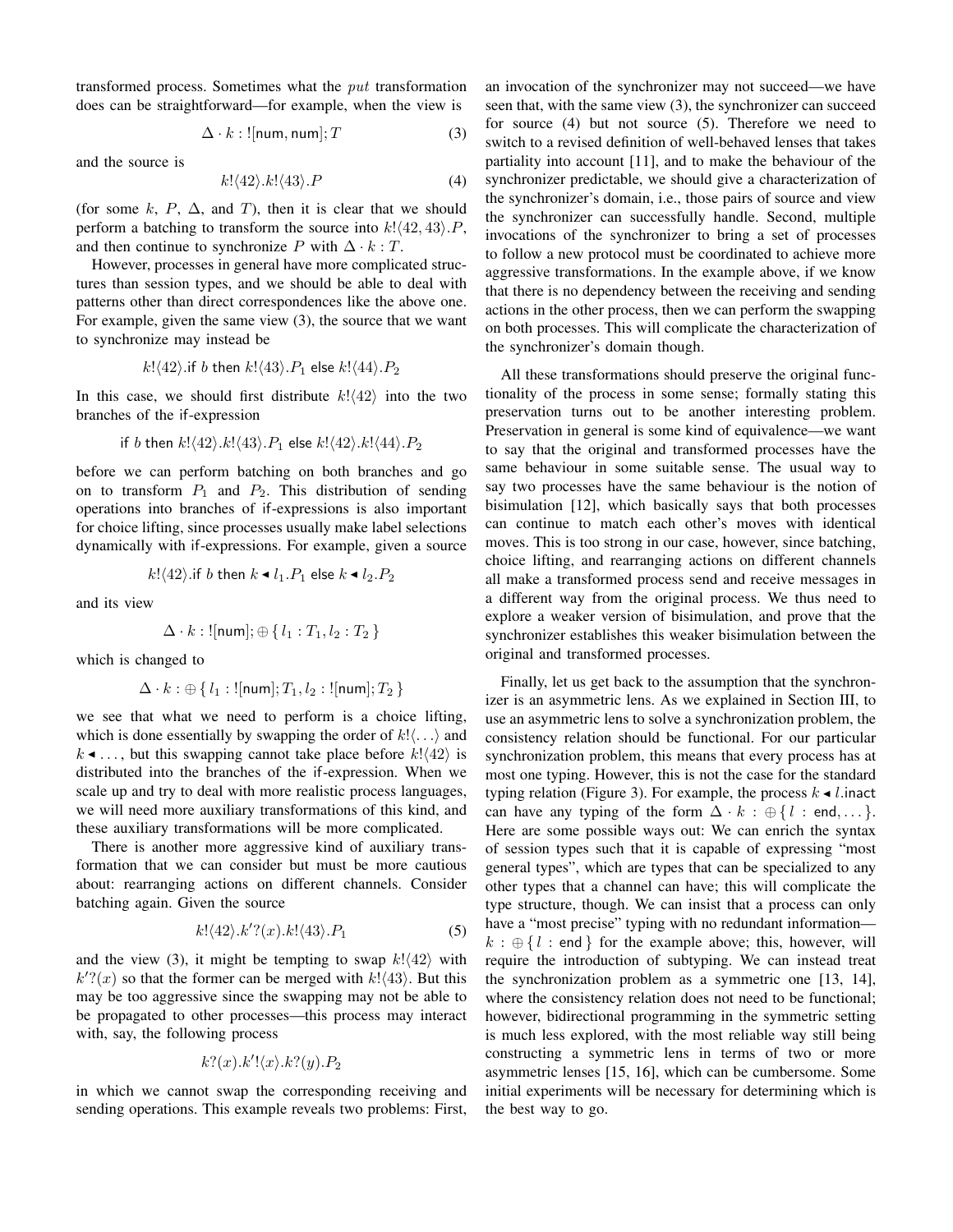transformed process. Sometimes what the $put$ transformation does can be straightforward—for example, when the view is

$$\Delta \cdot k : ![\mathsf{num}, \mathsf{num}]; T \tag{3}$$

and the source is

$$k!\langle 42\rangle.k!\langle 43\rangle.P \tag{4}$$

(for some $k$, $P$, $\Delta$, and $T$), then it is clear that we should perform a batching to transform the source into $k!\langle 42, 43\rangle.P$, and then continue to synchronize $P$ with $\Delta \cdot k : T$.

However, processes in general have more complicated structures than session types, and we should be able to deal with patterns other than direct correspondences like the above one. For example, given the same view (3), the source that we want to synchronize may instead be

$$k!\langle 42\rangle.\mathsf{if}\ b\ \mathsf{then}\ k!\langle 43\rangle.P_1\ \mathsf{else}\ k!\langle 44\rangle.P_2$$

In this case, we should first distribute $k!\langle 42\rangle$ into the two branches of the if-expression

$$\mathsf{if}\ b\ \mathsf{then}\ k!\langle 42\rangle.k!\langle 43\rangle.P_1\ \mathsf{else}\ k!\langle 42\rangle.k!\langle 44\rangle.P_2$$

before we can perform batching on both branches and go on to transform $P_1$ and $P_2$. This distribution of sending operations into branches of if-expressions is also important for choice lifting, since processes usually make label selections dynamically with if-expressions. For example, given a source

$$k!\langle 42\rangle.\mathsf{if}\ b\ \mathsf{then}\ k \blacktriangleleft l_1.P_1\ \mathsf{else}\ k \blacktriangleleft l_2.P_2$$

and its view

$$\Delta \cdot k : ![\mathsf{num}]; \oplus \{\, l_1 : T_1, l_2 : T_2 \,\}$$

which is changed to

$$\Delta \cdot k : \oplus \{\, l_1 : ![\mathsf{num}]; T_1, l_2 : ![\mathsf{num}]; T_2 \,\}$$

we see that what we need to perform is a choice lifting, which is done essentially by swapping the order of $k!\langle \ldots\rangle$ and $k \blacktriangleleft \ldots$, but this swapping cannot take place before $k!\langle 42\rangle$ is distributed into the branches of the if-expression. When we scale up and try to deal with more realistic process languages, we will need more auxiliary transformations of this kind, and these auxiliary transformations will be more complicated.

There is another more aggressive kind of auxiliary transformation that we can consider but must be more cautious about: rearranging actions on different channels. Consider batching again. Given the source

$$k!\langle 42\rangle.k'?(x).k!\langle 43\rangle.P_1 \tag{5}$$

and the view (3), it might be tempting to swap $k!\langle 42\rangle$ with $k'?(x)$ so that the former can be merged with $k!\langle 43\rangle$. But this may be too aggressive since the swapping may not be able to be propagated to other processes—this process may interact with, say, the following process

$$k?(x).k'!\langle x\rangle.k?(y).P_2$$

in which we cannot swap the corresponding receiving and sending operations. This example reveals two problems: First, an invocation of the synchronizer may not succeed—we have seen that, with the same view (3), the synchronizer can succeed for source (4) but not source (5). Therefore we need to switch to a revised definition of well-behaved lenses that takes partiality into account [11], and to make the behaviour of the synchronizer predictable, we should give a characterization of the synchronizer's domain, i.e., those pairs of source and view the synchronizer can successfully handle. Second, multiple invocations of the synchronizer to bring a set of processes to follow a new protocol must be coordinated to achieve more aggressive transformations. In the example above, if we know that there is no dependency between the receiving and sending actions in the other process, then we can perform the swapping on both processes. This will complicate the characterization of the synchronizer's domain though.

All these transformations should preserve the original functionality of the process in some sense; formally stating this preservation turns out to be another interesting problem. Preservation in general is some kind of equivalence—we want to say that the original and transformed processes have the same behaviour in some suitable sense. The usual way to say two processes have the same behaviour is the notion of bisimulation [12], which basically says that both processes can continue to match each other's moves with identical moves. This is too strong in our case, however, since batching, choice lifting, and rearranging actions on different channels all make a transformed process send and receive messages in a different way from the original process. We thus need to explore a weaker version of bisimulation, and prove that the synchronizer establishes this weaker bisimulation between the original and transformed processes.

Finally, let us get back to the assumption that the synchronizer is an asymmetric lens. As we explained in Section III, to use an asymmetric lens to solve a synchronization problem, the consistency relation should be functional. For our particular synchronization problem, this means that every process has at most one typing. However, this is not the case for the standard typing relation (Figure 3). For example, the process $k \blacktriangleleft l.\mathsf{inact}$ can have any typing of the form $\Delta \cdot k : \oplus \{\, l : \mathsf{end}, \ldots \}$. Here are some possible ways out: We can enrich the syntax of session types such that it is capable of expressing "most general types", which are types that can be specialized to any other types that a channel can have; this will complicate the type structure, though. We can insist that a process can only have a "most precise" typing with no redundant information—$k : \oplus \{\, l : \mathsf{end} \,\}$ for the example above; this, however, will require the introduction of subtyping. We can instead treat the synchronization problem as a symmetric one [13, 14], where the consistency relation does not need to be functional; however, bidirectional programming in the symmetric setting is much less explored, with the most reliable way still being constructing a symmetric lens in terms of two or more asymmetric lenses [15, 16], which can be cumbersome. Some initial experiments will be necessary for determining which is the best way to go.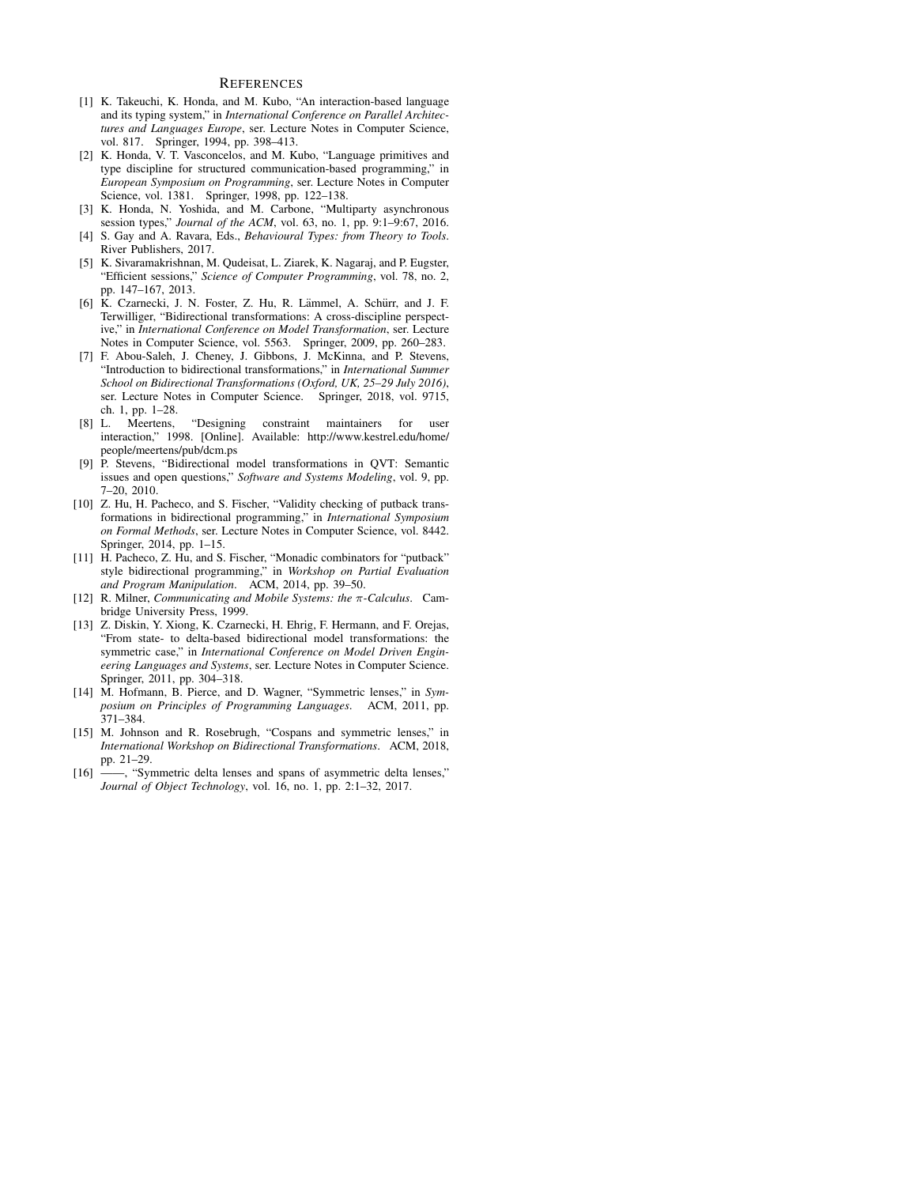## References

[1] K. Takeuchi, K. Honda, and M. Kubo, "An interaction-based language and its typing system," in *International Conference on Parallel Architectures and Languages Europe*, ser. Lecture Notes in Computer Science, vol. 817. Springer, 1994, pp. 398–413.

[2] K. Honda, V. T. Vasconcelos, and M. Kubo, "Language primitives and type discipline for structured communication-based programming," in *European Symposium on Programming*, ser. Lecture Notes in Computer Science, vol. 1381. Springer, 1998, pp. 122–138.

[3] K. Honda, N. Yoshida, and M. Carbone, "Multiparty asynchronous session types," *Journal of the ACM*, vol. 63, no. 1, pp. 9:1–9:67, 2016.

[4] S. Gay and A. Ravara, Eds., *Behavioural Types: from Theory to Tools*. River Publishers, 2017.

[5] K. Sivaramakrishnan, M. Qudeisat, L. Ziarek, K. Nagaraj, and P. Eugster, "Efficient sessions," *Science of Computer Programming*, vol. 78, no. 2, pp. 147–167, 2013.

[6] K. Czarnecki, J. N. Foster, Z. Hu, R. Lämmel, A. Schürr, and J. F. Terwilliger, "Bidirectional transformations: A cross-discipline perspective," in *International Conference on Model Transformation*, ser. Lecture Notes in Computer Science, vol. 5563. Springer, 2009, pp. 260–283.

[7] F. Abou-Saleh, J. Cheney, J. Gibbons, J. McKinna, and P. Stevens, "Introduction to bidirectional transformations," in *International Summer School on Bidirectional Transformations (Oxford, UK, 25–29 July 2016)*, ser. Lecture Notes in Computer Science. Springer, 2018, vol. 9715, ch. 1, pp. 1–28.

[8] L. Meertens, "Designing constraint maintainers for user interaction," 1998. [Online]. Available: http://www.kestrel.edu/home/people/meertens/pub/dcm.ps

[9] P. Stevens, "Bidirectional model transformations in QVT: Semantic issues and open questions," *Software and Systems Modeling*, vol. 9, pp. 7–20, 2010.

[10] Z. Hu, H. Pacheco, and S. Fischer, "Validity checking of putback transformations in bidirectional programming," in *International Symposium on Formal Methods*, ser. Lecture Notes in Computer Science, vol. 8442. Springer, 2014, pp. 1–15.

[11] H. Pacheco, Z. Hu, and S. Fischer, "Monadic combinators for "putback" style bidirectional programming," in *Workshop on Partial Evaluation and Program Manipulation*. ACM, 2014, pp. 39–50.

[12] R. Milner, *Communicating and Mobile Systems: the $\pi$-Calculus*. Cambridge University Press, 1999.

[13] Z. Diskin, Y. Xiong, K. Czarnecki, H. Ehrig, F. Hermann, and F. Orejas, "From state- to delta-based bidirectional model transformations: the symmetric case," in *International Conference on Model Driven Engineering Languages and Systems*, ser. Lecture Notes in Computer Science. Springer, 2011, pp. 304–318.

[14] M. Hofmann, B. Pierce, and D. Wagner, "Symmetric lenses," in *Symposium on Principles of Programming Languages*. ACM, 2011, pp. 371–384.

[15] M. Johnson and R. Rosebrugh, "Cospans and symmetric lenses," in *International Workshop on Bidirectional Transformations*. ACM, 2018, pp. 21–29.

[16] ——, "Symmetric delta lenses and spans of asymmetric delta lenses," *Journal of Object Technology*, vol. 16, no. 1, pp. 2:1–32, 2017.